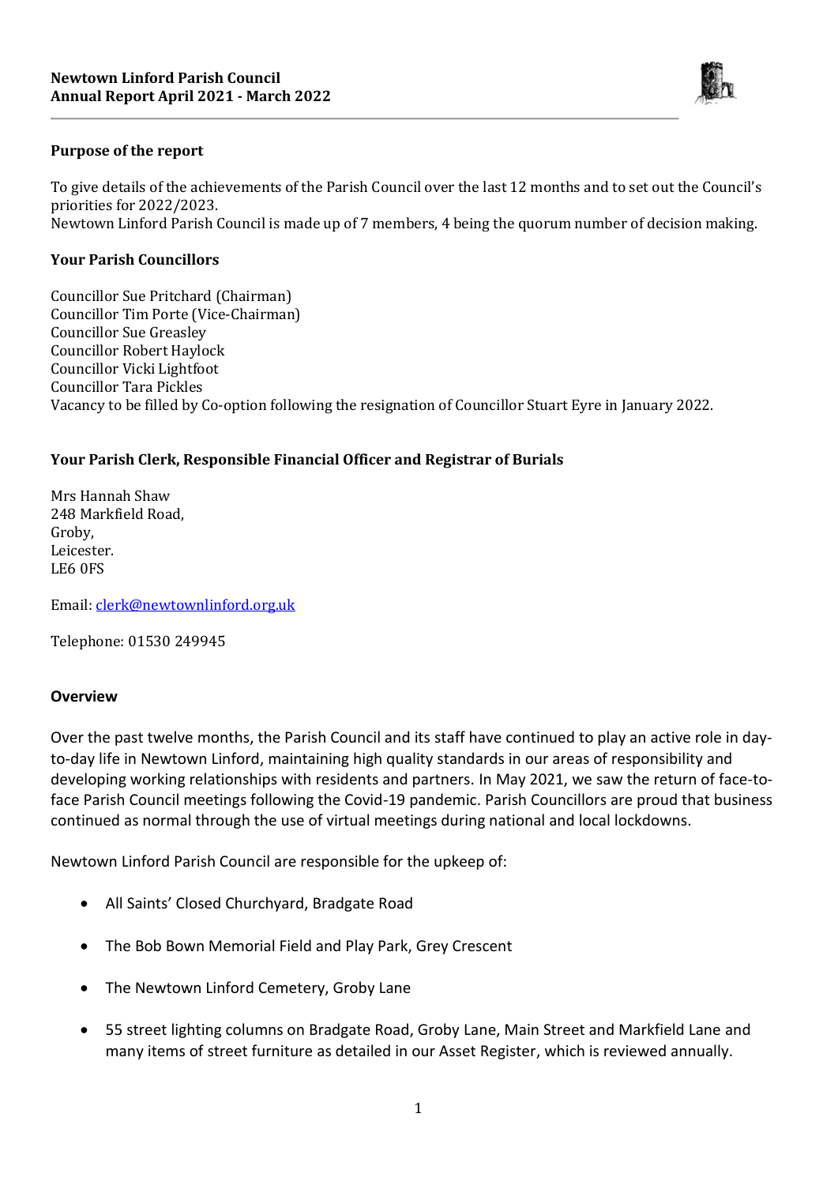**Newtown Linford Parish Council**
**Annual Report April 2021 - March 2022**

## Purpose of the report

To give details of the achievements of the Parish Council over the last 12 months and to set out the Council's priorities for 2022/2023.
Newtown Linford Parish Council is made up of 7 members, 4 being the quorum number of decision making.

## Your Parish Councillors

Councillor Sue Pritchard (Chairman)
Councillor Tim Porte (Vice-Chairman)
Councillor Sue Greasley
Councillor Robert Haylock
Councillor Vicki Lightfoot
Councillor Tara Pickles
Vacancy to be filled by Co-option following the resignation of Councillor Stuart Eyre in January 2022.

## Your Parish Clerk, Responsible Financial Officer and Registrar of Burials

Mrs Hannah Shaw
248 Markfield Road,
Groby,
Leicester.
LE6 0FS

Email: clerk@newtownlinford.org.uk

Telephone: 01530 249945

## Overview

Over the past twelve months, the Parish Council and its staff have continued to play an active role in day-to-day life in Newtown Linford, maintaining high quality standards in our areas of responsibility and developing working relationships with residents and partners. In May 2021, we saw the return of face-to-face Parish Council meetings following the Covid-19 pandemic. Parish Councillors are proud that business continued as normal through the use of virtual meetings during national and local lockdowns.

Newtown Linford Parish Council are responsible for the upkeep of:

- All Saints' Closed Churchyard, Bradgate Road
- The Bob Bown Memorial Field and Play Park, Grey Crescent
- The Newtown Linford Cemetery, Groby Lane
- 55 street lighting columns on Bradgate Road, Groby Lane, Main Street and Markfield Lane and many items of street furniture as detailed in our Asset Register, which is reviewed annually.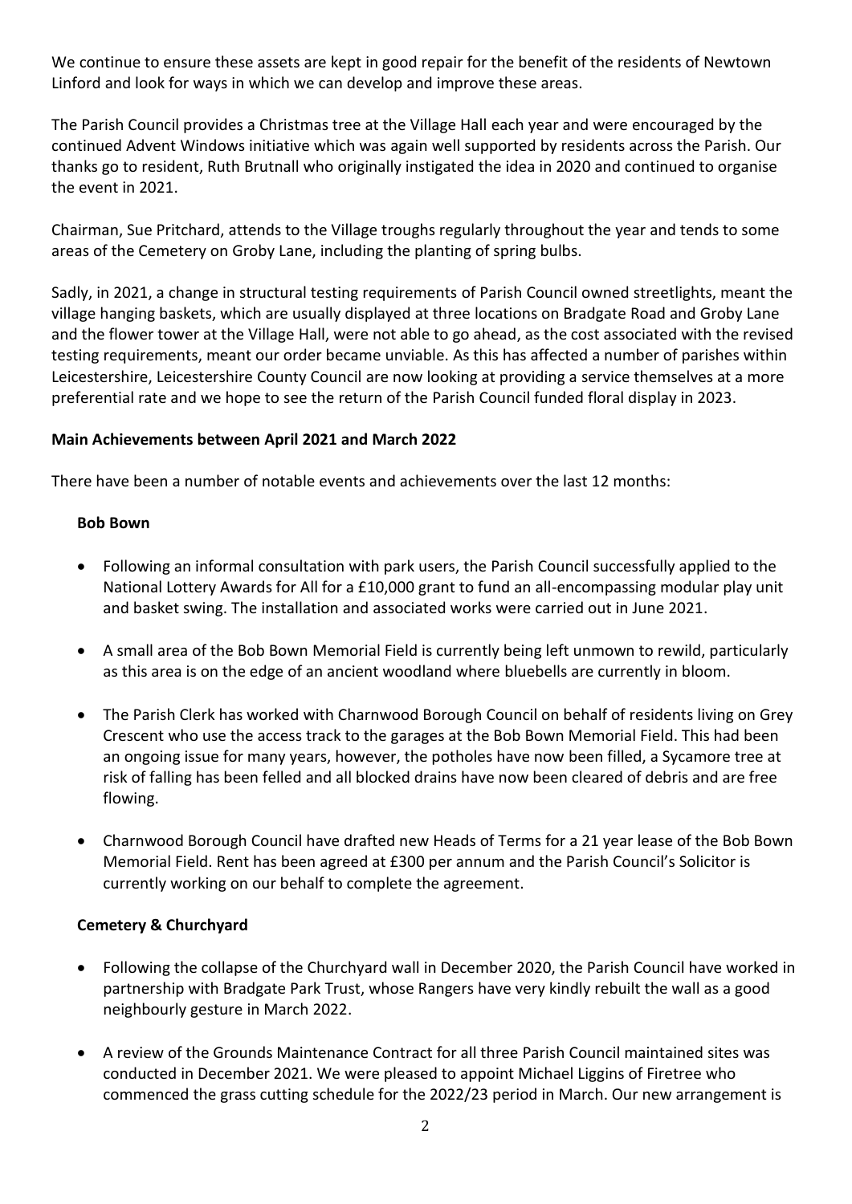We continue to ensure these assets are kept in good repair for the benefit of the residents of Newtown Linford and look for ways in which we can develop and improve these areas.

The Parish Council provides a Christmas tree at the Village Hall each year and were encouraged by the continued Advent Windows initiative which was again well supported by residents across the Parish. Our thanks go to resident, Ruth Brutnall who originally instigated the idea in 2020 and continued to organise the event in 2021.

Chairman, Sue Pritchard, attends to the Village troughs regularly throughout the year and tends to some areas of the Cemetery on Groby Lane, including the planting of spring bulbs.

Sadly, in 2021, a change in structural testing requirements of Parish Council owned streetlights, meant the village hanging baskets, which are usually displayed at three locations on Bradgate Road and Groby Lane and the flower tower at the Village Hall, were not able to go ahead, as the cost associated with the revised testing requirements, meant our order became unviable. As this has affected a number of parishes within Leicestershire, Leicestershire County Council are now looking at providing a service themselves at a more preferential rate and we hope to see the return of the Parish Council funded floral display in 2023.

**Main Achievements between April 2021 and March 2022**

There have been a number of notable events and achievements over the last 12 months:

**Bob Bown**

- Following an informal consultation with park users, the Parish Council successfully applied to the National Lottery Awards for All for a £10,000 grant to fund an all-encompassing modular play unit and basket swing. The installation and associated works were carried out in June 2021.
- A small area of the Bob Bown Memorial Field is currently being left unmown to rewild, particularly as this area is on the edge of an ancient woodland where bluebells are currently in bloom.
- The Parish Clerk has worked with Charnwood Borough Council on behalf of residents living on Grey Crescent who use the access track to the garages at the Bob Bown Memorial Field. This had been an ongoing issue for many years, however, the potholes have now been filled, a Sycamore tree at risk of falling has been felled and all blocked drains have now been cleared of debris and are free flowing.
- Charnwood Borough Council have drafted new Heads of Terms for a 21 year lease of the Bob Bown Memorial Field. Rent has been agreed at £300 per annum and the Parish Council's Solicitor is currently working on our behalf to complete the agreement.

**Cemetery & Churchyard**

- Following the collapse of the Churchyard wall in December 2020, the Parish Council have worked in partnership with Bradgate Park Trust, whose Rangers have very kindly rebuilt the wall as a good neighbourly gesture in March 2022.
- A review of the Grounds Maintenance Contract for all three Parish Council maintained sites was conducted in December 2021. We were pleased to appoint Michael Liggins of Firetree who commenced the grass cutting schedule for the 2022/23 period in March. Our new arrangement is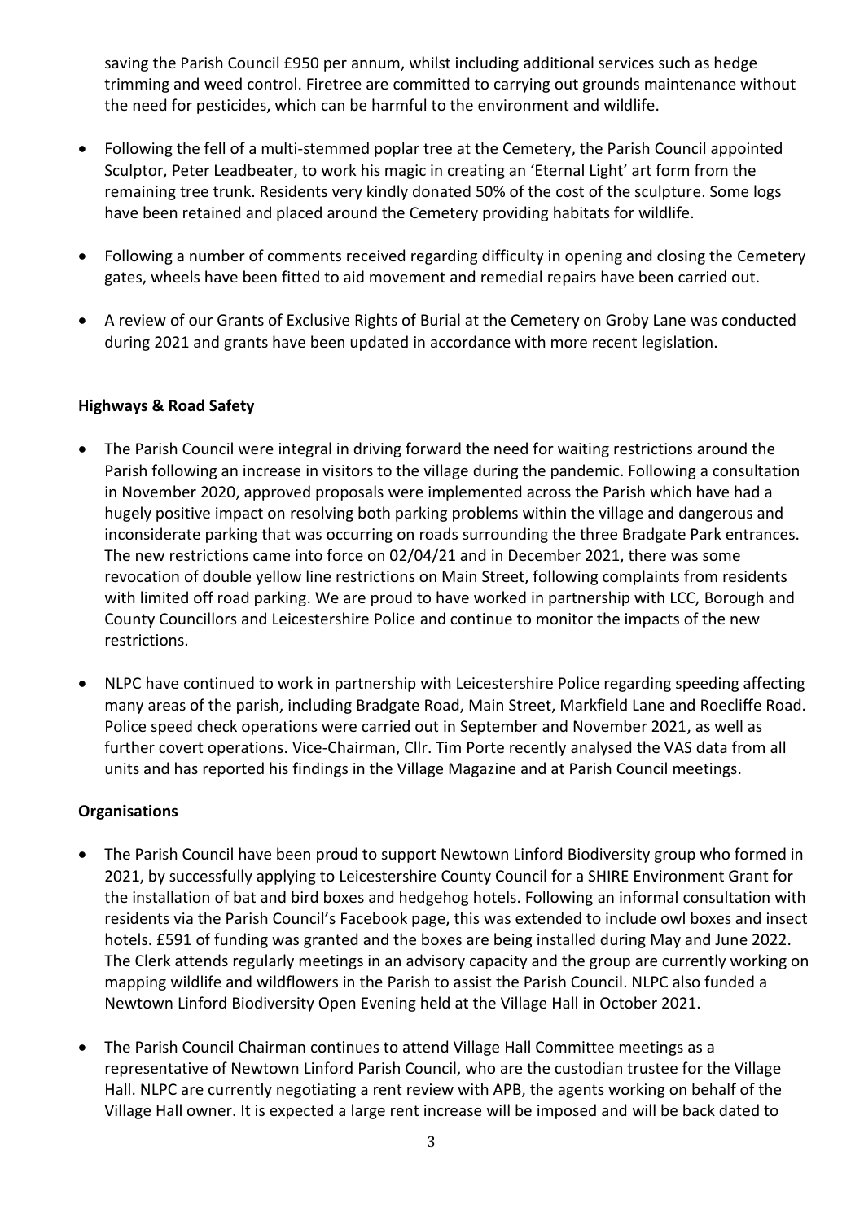saving the Parish Council £950 per annum, whilst including additional services such as hedge trimming and weed control. Firetree are committed to carrying out grounds maintenance without the need for pesticides, which can be harmful to the environment and wildlife.

- Following the fell of a multi-stemmed poplar tree at the Cemetery, the Parish Council appointed Sculptor, Peter Leadbeater, to work his magic in creating an 'Eternal Light' art form from the remaining tree trunk. Residents very kindly donated 50% of the cost of the sculpture. Some logs have been retained and placed around the Cemetery providing habitats for wildlife.

- Following a number of comments received regarding difficulty in opening and closing the Cemetery gates, wheels have been fitted to aid movement and remedial repairs have been carried out.

- A review of our Grants of Exclusive Rights of Burial at the Cemetery on Groby Lane was conducted during 2021 and grants have been updated in accordance with more recent legislation.

**Highways & Road Safety**

- The Parish Council were integral in driving forward the need for waiting restrictions around the Parish following an increase in visitors to the village during the pandemic. Following a consultation in November 2020, approved proposals were implemented across the Parish which have had a hugely positive impact on resolving both parking problems within the village and dangerous and inconsiderate parking that was occurring on roads surrounding the three Bradgate Park entrances. The new restrictions came into force on 02/04/21 and in December 2021, there was some revocation of double yellow line restrictions on Main Street, following complaints from residents with limited off road parking. We are proud to have worked in partnership with LCC, Borough and County Councillors and Leicestershire Police and continue to monitor the impacts of the new restrictions.

- NLPC have continued to work in partnership with Leicestershire Police regarding speeding affecting many areas of the parish, including Bradgate Road, Main Street, Markfield Lane and Roecliffe Road. Police speed check operations were carried out in September and November 2021, as well as further covert operations. Vice-Chairman, Cllr. Tim Porte recently analysed the VAS data from all units and has reported his findings in the Village Magazine and at Parish Council meetings.

**Organisations**

- The Parish Council have been proud to support Newtown Linford Biodiversity group who formed in 2021, by successfully applying to Leicestershire County Council for a SHIRE Environment Grant for the installation of bat and bird boxes and hedgehog hotels. Following an informal consultation with residents via the Parish Council's Facebook page, this was extended to include owl boxes and insect hotels. £591 of funding was granted and the boxes are being installed during May and June 2022. The Clerk attends regularly meetings in an advisory capacity and the group are currently working on mapping wildlife and wildflowers in the Parish to assist the Parish Council. NLPC also funded a Newtown Linford Biodiversity Open Evening held at the Village Hall in October 2021.

- The Parish Council Chairman continues to attend Village Hall Committee meetings as a representative of Newtown Linford Parish Council, who are the custodian trustee for the Village Hall. NLPC are currently negotiating a rent review with APB, the agents working on behalf of the Village Hall owner. It is expected a large rent increase will be imposed and will be back dated to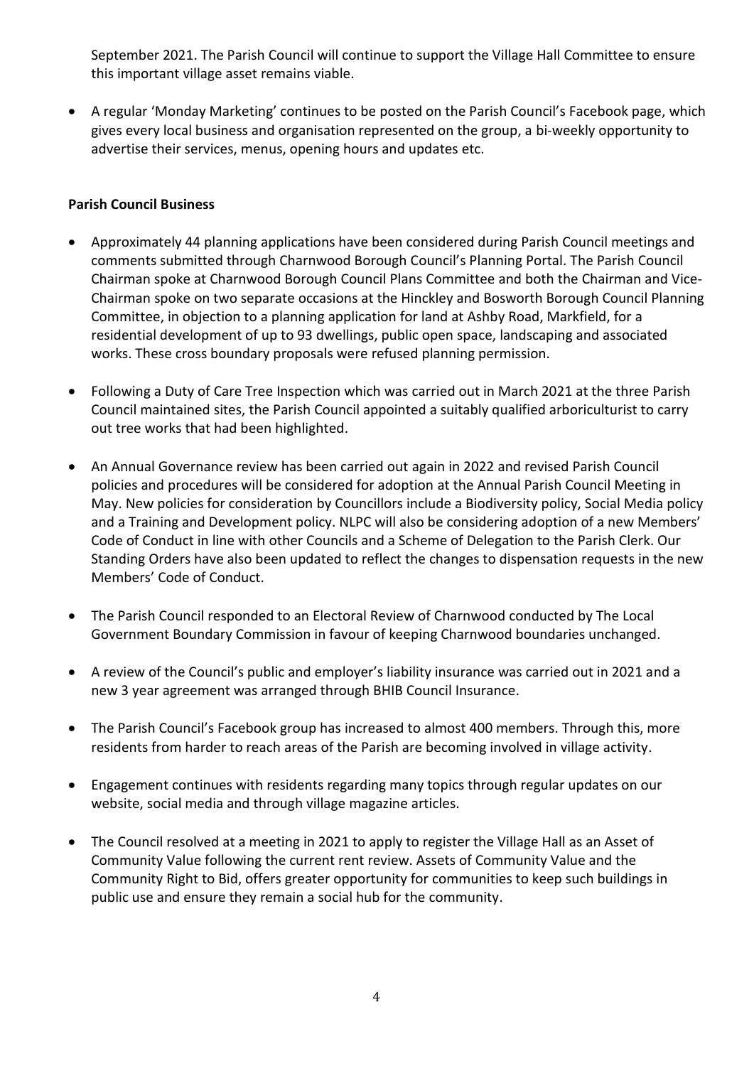September 2021. The Parish Council will continue to support the Village Hall Committee to ensure this important village asset remains viable.

- A regular 'Monday Marketing' continues to be posted on the Parish Council's Facebook page, which gives every local business and organisation represented on the group, a bi-weekly opportunity to advertise their services, menus, opening hours and updates etc.

**Parish Council Business**

- Approximately 44 planning applications have been considered during Parish Council meetings and comments submitted through Charnwood Borough Council's Planning Portal. The Parish Council Chairman spoke at Charnwood Borough Council Plans Committee and both the Chairman and Vice-Chairman spoke on two separate occasions at the Hinckley and Bosworth Borough Council Planning Committee, in objection to a planning application for land at Ashby Road, Markfield, for a residential development of up to 93 dwellings, public open space, landscaping and associated works. These cross boundary proposals were refused planning permission.

- Following a Duty of Care Tree Inspection which was carried out in March 2021 at the three Parish Council maintained sites, the Parish Council appointed a suitably qualified arboriculturist to carry out tree works that had been highlighted.

- An Annual Governance review has been carried out again in 2022 and revised Parish Council policies and procedures will be considered for adoption at the Annual Parish Council Meeting in May. New policies for consideration by Councillors include a Biodiversity policy, Social Media policy and a Training and Development policy. NLPC will also be considering adoption of a new Members' Code of Conduct in line with other Councils and a Scheme of Delegation to the Parish Clerk. Our Standing Orders have also been updated to reflect the changes to dispensation requests in the new Members' Code of Conduct.

- The Parish Council responded to an Electoral Review of Charnwood conducted by The Local Government Boundary Commission in favour of keeping Charnwood boundaries unchanged.

- A review of the Council's public and employer's liability insurance was carried out in 2021 and a new 3 year agreement was arranged through BHIB Council Insurance.

- The Parish Council's Facebook group has increased to almost 400 members. Through this, more residents from harder to reach areas of the Parish are becoming involved in village activity.

- Engagement continues with residents regarding many topics through regular updates on our website, social media and through village magazine articles.

- The Council resolved at a meeting in 2021 to apply to register the Village Hall as an Asset of Community Value following the current rent review. Assets of Community Value and the Community Right to Bid, offers greater opportunity for communities to keep such buildings in public use and ensure they remain a social hub for the community.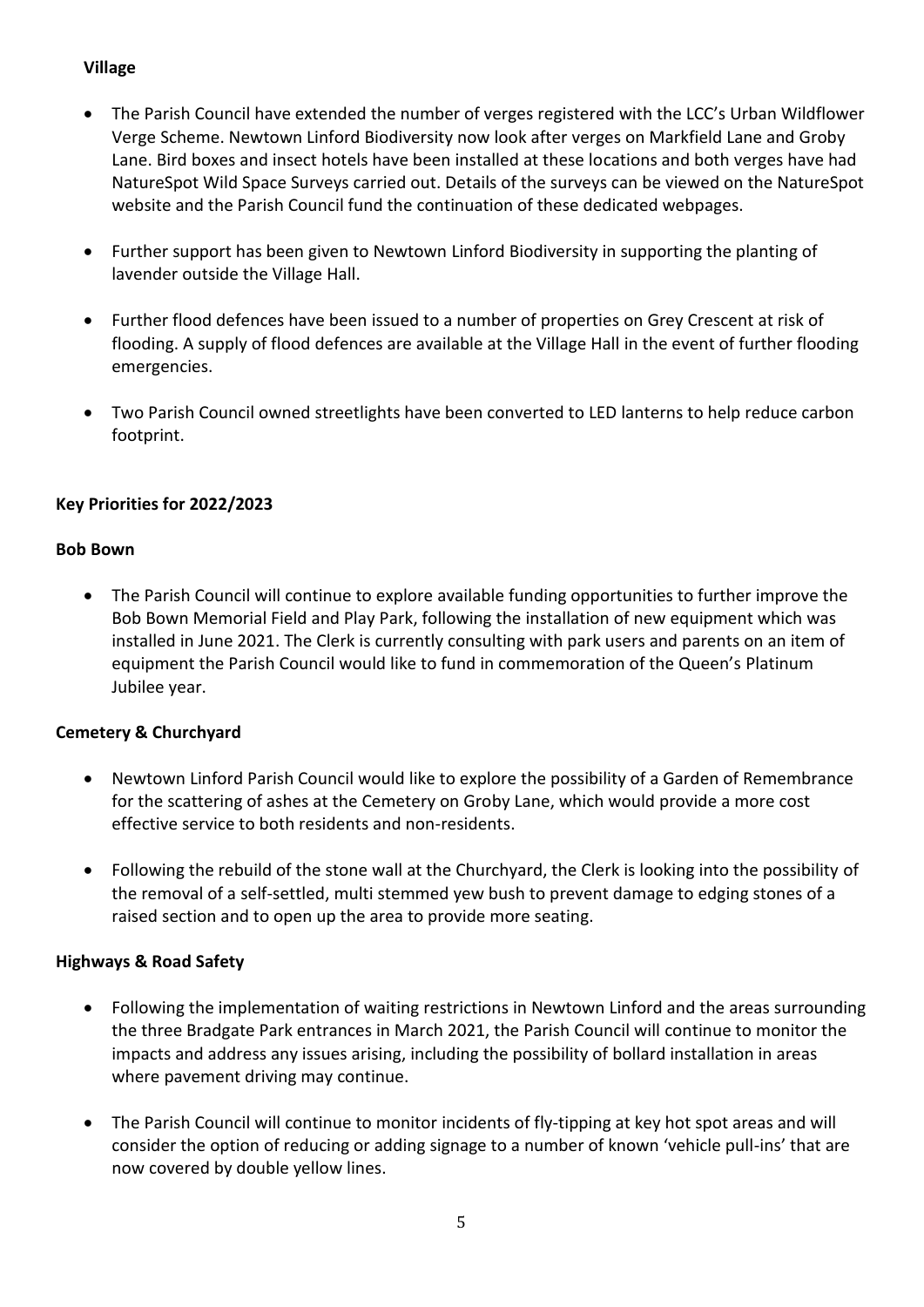**Village**

- The Parish Council have extended the number of verges registered with the LCC's Urban Wildflower Verge Scheme. Newtown Linford Biodiversity now look after verges on Markfield Lane and Groby Lane. Bird boxes and insect hotels have been installed at these locations and both verges have had NatureSpot Wild Space Surveys carried out. Details of the surveys can be viewed on the NatureSpot website and the Parish Council fund the continuation of these dedicated webpages.

- Further support has been given to Newtown Linford Biodiversity in supporting the planting of lavender outside the Village Hall.

- Further flood defences have been issued to a number of properties on Grey Crescent at risk of flooding. A supply of flood defences are available at the Village Hall in the event of further flooding emergencies.

- Two Parish Council owned streetlights have been converted to LED lanterns to help reduce carbon footprint.

**Key Priorities for 2022/2023**

**Bob Bown**

- The Parish Council will continue to explore available funding opportunities to further improve the Bob Bown Memorial Field and Play Park, following the installation of new equipment which was installed in June 2021. The Clerk is currently consulting with park users and parents on an item of equipment the Parish Council would like to fund in commemoration of the Queen's Platinum Jubilee year.

**Cemetery & Churchyard**

- Newtown Linford Parish Council would like to explore the possibility of a Garden of Remembrance for the scattering of ashes at the Cemetery on Groby Lane, which would provide a more cost effective service to both residents and non-residents.

- Following the rebuild of the stone wall at the Churchyard, the Clerk is looking into the possibility of the removal of a self-settled, multi stemmed yew bush to prevent damage to edging stones of a raised section and to open up the area to provide more seating.

**Highways & Road Safety**

- Following the implementation of waiting restrictions in Newtown Linford and the areas surrounding the three Bradgate Park entrances in March 2021, the Parish Council will continue to monitor the impacts and address any issues arising, including the possibility of bollard installation in areas where pavement driving may continue.

- The Parish Council will continue to monitor incidents of fly-tipping at key hot spot areas and will consider the option of reducing or adding signage to a number of known 'vehicle pull-ins' that are now covered by double yellow lines.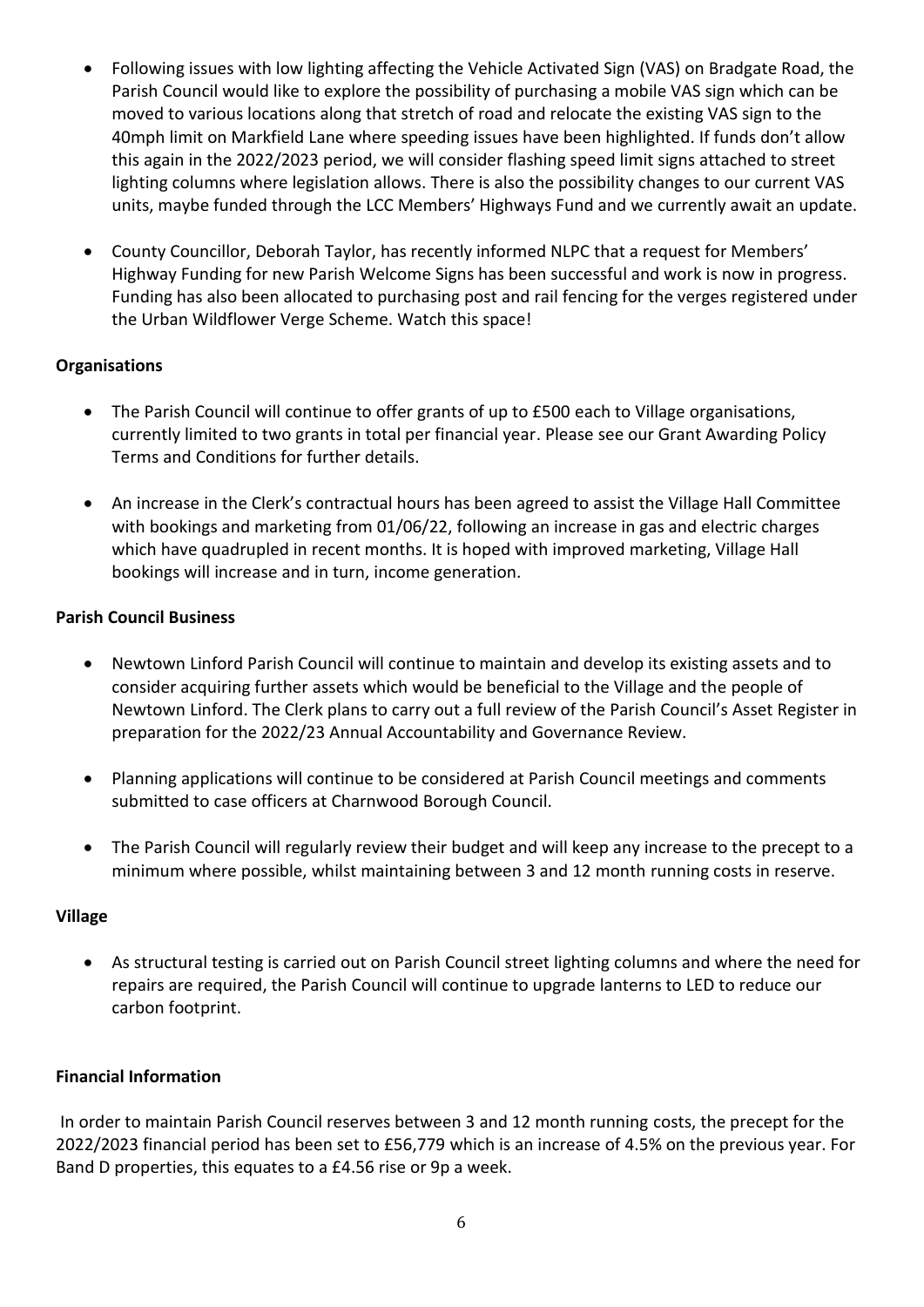- Following issues with low lighting affecting the Vehicle Activated Sign (VAS) on Bradgate Road, the Parish Council would like to explore the possibility of purchasing a mobile VAS sign which can be moved to various locations along that stretch of road and relocate the existing VAS sign to the 40mph limit on Markfield Lane where speeding issues have been highlighted. If funds don't allow this again in the 2022/2023 period, we will consider flashing speed limit signs attached to street lighting columns where legislation allows. There is also the possibility changes to our current VAS units, maybe funded through the LCC Members' Highways Fund and we currently await an update.

- County Councillor, Deborah Taylor, has recently informed NLPC that a request for Members' Highway Funding for new Parish Welcome Signs has been successful and work is now in progress. Funding has also been allocated to purchasing post and rail fencing for the verges registered under the Urban Wildflower Verge Scheme. Watch this space!

**Organisations**

- The Parish Council will continue to offer grants of up to £500 each to Village organisations, currently limited to two grants in total per financial year. Please see our Grant Awarding Policy Terms and Conditions for further details.

- An increase in the Clerk's contractual hours has been agreed to assist the Village Hall Committee with bookings and marketing from 01/06/22, following an increase in gas and electric charges which have quadrupled in recent months. It is hoped with improved marketing, Village Hall bookings will increase and in turn, income generation.

**Parish Council Business**

- Newtown Linford Parish Council will continue to maintain and develop its existing assets and to consider acquiring further assets which would be beneficial to the Village and the people of Newtown Linford. The Clerk plans to carry out a full review of the Parish Council's Asset Register in preparation for the 2022/23 Annual Accountability and Governance Review.

- Planning applications will continue to be considered at Parish Council meetings and comments submitted to case officers at Charnwood Borough Council.

- The Parish Council will regularly review their budget and will keep any increase to the precept to a minimum where possible, whilst maintaining between 3 and 12 month running costs in reserve.

**Village**

- As structural testing is carried out on Parish Council street lighting columns and where the need for repairs are required, the Parish Council will continue to upgrade lanterns to LED to reduce our carbon footprint.

**Financial Information**

In order to maintain Parish Council reserves between 3 and 12 month running costs, the precept for the 2022/2023 financial period has been set to £56,779 which is an increase of 4.5% on the previous year. For Band D properties, this equates to a £4.56 rise or 9p a week.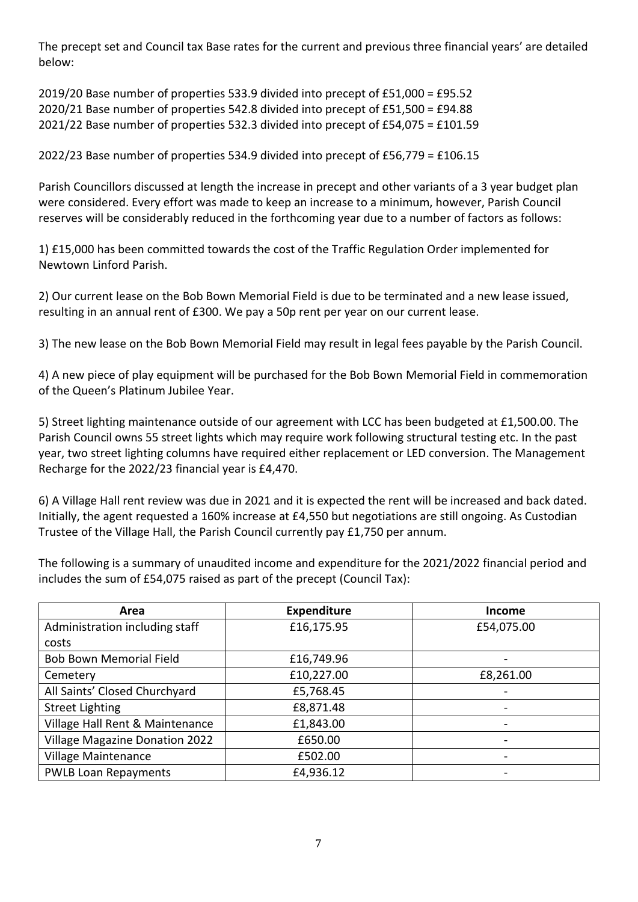The precept set and Council tax Base rates for the current and previous three financial years' are detailed below:

2019/20 Base number of properties 533.9 divided into precept of £51,000 = £95.52
2020/21 Base number of properties 542.8 divided into precept of £51,500 = £94.88
2021/22 Base number of properties 532.3 divided into precept of £54,075 = £101.59

2022/23 Base number of properties 534.9 divided into precept of £56,779 = £106.15

Parish Councillors discussed at length the increase in precept and other variants of a 3 year budget plan were considered. Every effort was made to keep an increase to a minimum, however, Parish Council reserves will be considerably reduced in the forthcoming year due to a number of factors as follows:

1) £15,000 has been committed towards the cost of the Traffic Regulation Order implemented for Newtown Linford Parish.

2) Our current lease on the Bob Bown Memorial Field is due to be terminated and a new lease issued, resulting in an annual rent of £300. We pay a 50p rent per year on our current lease.

3) The new lease on the Bob Bown Memorial Field may result in legal fees payable by the Parish Council.

4) A new piece of play equipment will be purchased for the Bob Bown Memorial Field in commemoration of the Queen's Platinum Jubilee Year.

5) Street lighting maintenance outside of our agreement with LCC has been budgeted at £1,500.00. The Parish Council owns 55 street lights which may require work following structural testing etc. In the past year, two street lighting columns have required either replacement or LED conversion. The Management Recharge for the 2022/23 financial year is £4,470.

6) A Village Hall rent review was due in 2021 and it is expected the rent will be increased and back dated. Initially, the agent requested a 160% increase at £4,550 but negotiations are still ongoing. As Custodian Trustee of the Village Hall, the Parish Council currently pay £1,750 per annum.

The following is a summary of unaudited income and expenditure for the 2021/2022 financial period and includes the sum of £54,075 raised as part of the precept (Council Tax):

| Area | Expenditure | Income |
|---|---|---|
| Administration including staff costs | £16,175.95 | £54,075.00 |
| Bob Bown Memorial Field | £16,749.96 | - |
| Cemetery | £10,227.00 | £8,261.00 |
| All Saints' Closed Churchyard | £5,768.45 | - |
| Street Lighting | £8,871.48 | - |
| Village Hall Rent & Maintenance | £1,843.00 | - |
| Village Magazine Donation 2022 | £650.00 | - |
| Village Maintenance | £502.00 | - |
| PWLB Loan Repayments | £4,936.12 | - |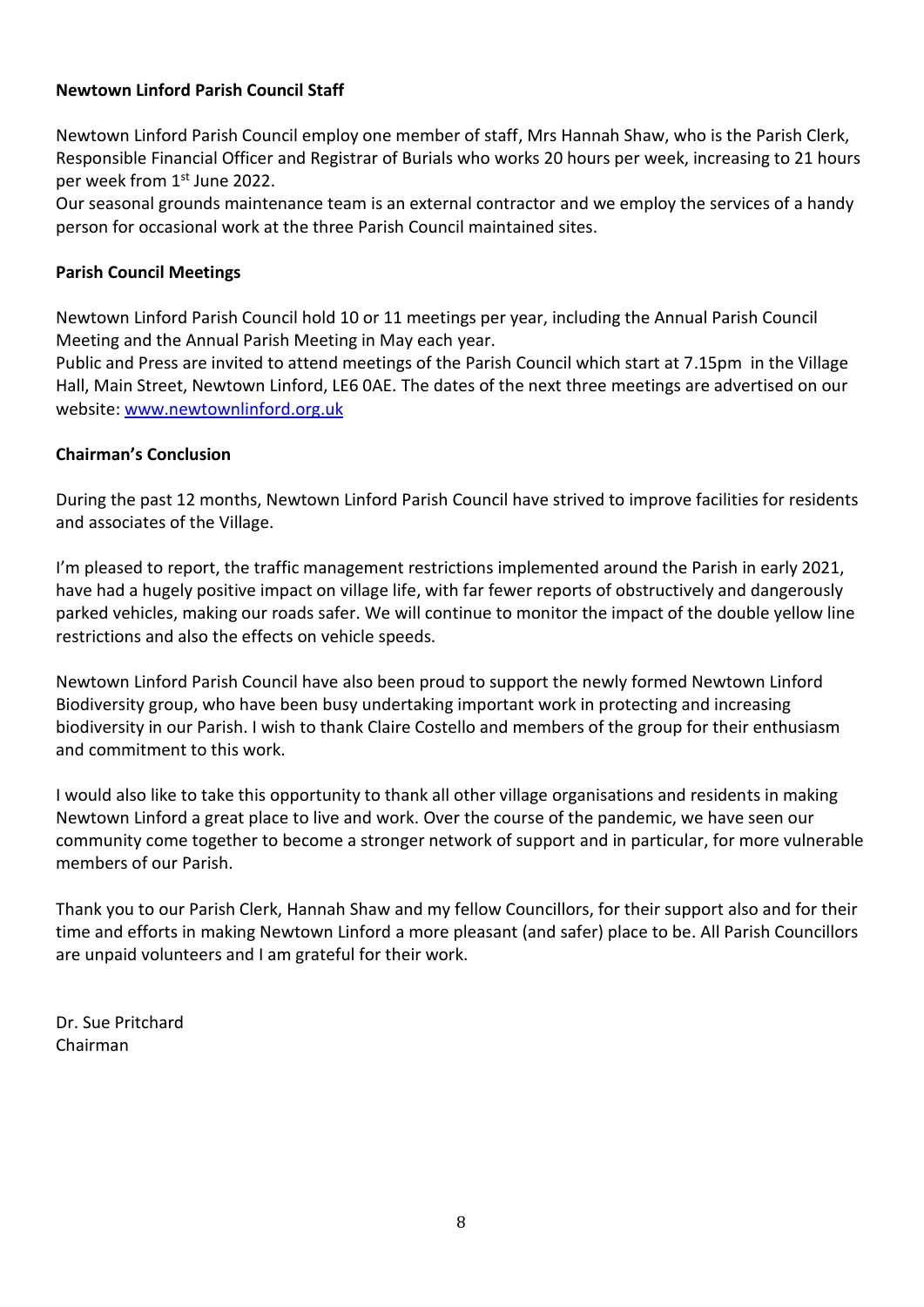**Newtown Linford Parish Council Staff**

Newtown Linford Parish Council employ one member of staff, Mrs Hannah Shaw, who is the Parish Clerk, Responsible Financial Officer and Registrar of Burials who works 20 hours per week, increasing to 21 hours per week from 1st June 2022.

Our seasonal grounds maintenance team is an external contractor and we employ the services of a handy person for occasional work at the three Parish Council maintained sites.

**Parish Council Meetings**

Newtown Linford Parish Council hold 10 or 11 meetings per year, including the Annual Parish Council Meeting and the Annual Parish Meeting in May each year.

Public and Press are invited to attend meetings of the Parish Council which start at 7.15pm in the Village Hall, Main Street, Newtown Linford, LE6 0AE. The dates of the next three meetings are advertised on our website: [www.newtownlinford.org.uk](http://www.newtownlinford.org.uk)

**Chairman's Conclusion**

During the past 12 months, Newtown Linford Parish Council have strived to improve facilities for residents and associates of the Village.

I'm pleased to report, the traffic management restrictions implemented around the Parish in early 2021, have had a hugely positive impact on village life, with far fewer reports of obstructively and dangerously parked vehicles, making our roads safer. We will continue to monitor the impact of the double yellow line restrictions and also the effects on vehicle speeds.

Newtown Linford Parish Council have also been proud to support the newly formed Newtown Linford Biodiversity group, who have been busy undertaking important work in protecting and increasing biodiversity in our Parish. I wish to thank Claire Costello and members of the group for their enthusiasm and commitment to this work.

I would also like to take this opportunity to thank all other village organisations and residents in making Newtown Linford a great place to live and work. Over the course of the pandemic, we have seen our community come together to become a stronger network of support and in particular, for more vulnerable members of our Parish.

Thank you to our Parish Clerk, Hannah Shaw and my fellow Councillors, for their support also and for their time and efforts in making Newtown Linford a more pleasant (and safer) place to be. All Parish Councillors are unpaid volunteers and I am grateful for their work.

Dr. Sue Pritchard
Chairman